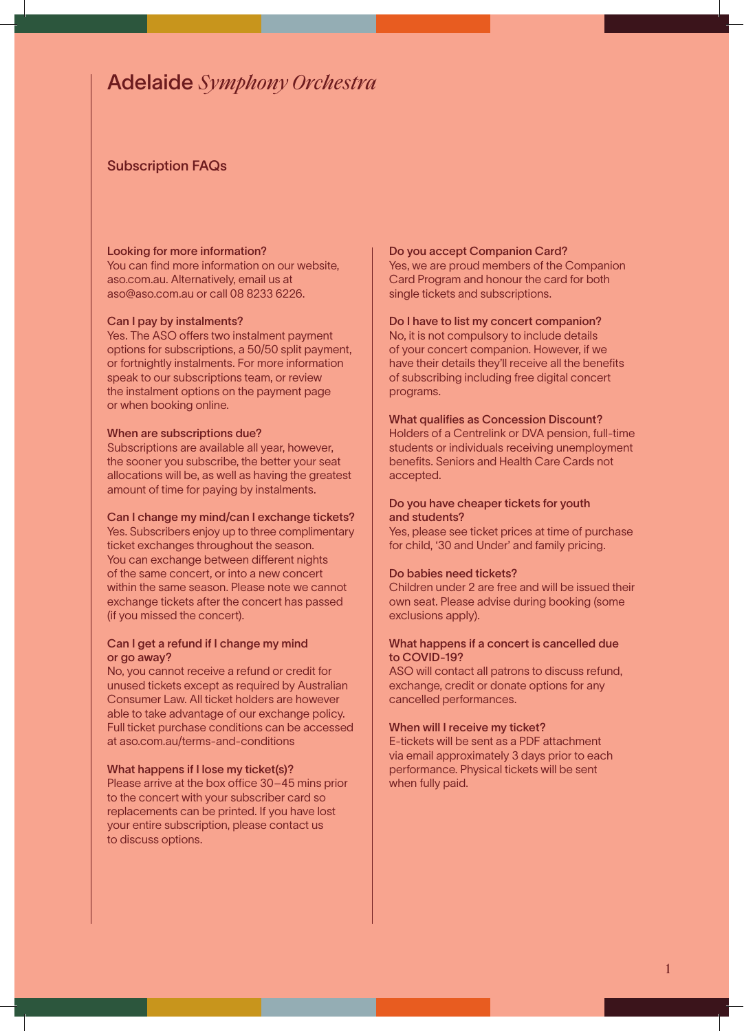# Adelaide *Symphony Orchestra*

## Subscription FAQs

**Looking for more information?**
You can find more information on our website, aso.com.au. Alternatively, email us at aso@aso.com.au or call 08 8233 6226.

**Can I pay by instalments?**
Yes. The ASO offers two instalment payment options for subscriptions, a 50/50 split payment, or fortnightly instalments. For more information speak to our subscriptions team, or review the instalment options on the payment page or when booking online.

**When are subscriptions due?**
Subscriptions are available all year, however, the sooner you subscribe, the better your seat allocations will be, as well as having the greatest amount of time for paying by instalments.

**Can I change my mind/can I exchange tickets?**
Yes. Subscribers enjoy up to three complimentary ticket exchanges throughout the season. You can exchange between different nights of the same concert, or into a new concert within the same season. Please note we cannot exchange tickets after the concert has passed (if you missed the concert).

**Can I get a refund if I change my mind or go away?**
No, you cannot receive a refund or credit for unused tickets except as required by Australian Consumer Law. All ticket holders are however able to take advantage of our exchange policy. Full ticket purchase conditions can be accessed at aso.com.au/terms-and-conditions

**What happens if I lose my ticket(s)?**
Please arrive at the box office 30–45 mins prior to the concert with your subscriber card so replacements can be printed. If you have lost your entire subscription, please contact us to discuss options.

**Do you accept Companion Card?**
Yes, we are proud members of the Companion Card Program and honour the card for both single tickets and subscriptions.

**Do I have to list my concert companion?**
No, it is not compulsory to include details of your concert companion. However, if we have their details they'll receive all the benefits of subscribing including free digital concert programs.

**What qualifies as Concession Discount?**
Holders of a Centrelink or DVA pension, full-time students or individuals receiving unemployment benefits. Seniors and Health Care Cards not accepted.

**Do you have cheaper tickets for youth and students?**
Yes, please see ticket prices at time of purchase for child, '30 and Under' and family pricing.

**Do babies need tickets?**
Children under 2 are free and will be issued their own seat. Please advise during booking (some exclusions apply).

**What happens if a concert is cancelled due to COVID-19?**
ASO will contact all patrons to discuss refund, exchange, credit or donate options for any cancelled performances.

**When will I receive my ticket?**
E-tickets will be sent as a PDF attachment via email approximately 3 days prior to each performance. Physical tickets will be sent when fully paid.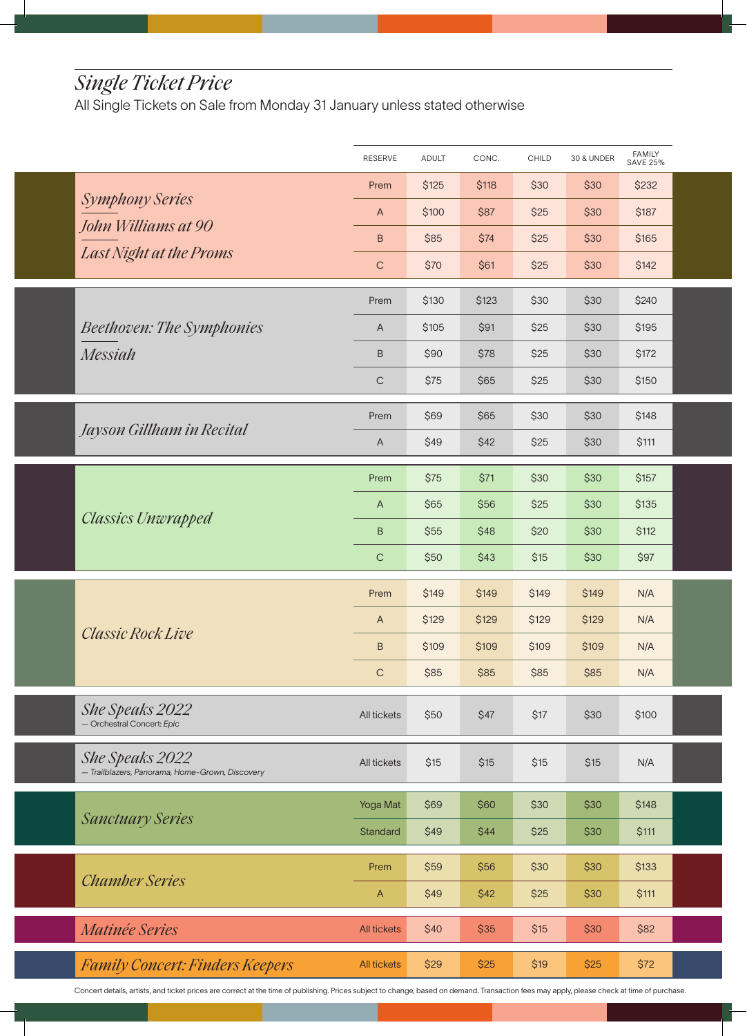## *Single Ticket Price*

All Single Tickets on Sale from Monday 31 January unless stated otherwise

| | RESERVE | ADULT | CONC. | CHILD | 30 & UNDER | FAMILY SAVE 25% |
|---|---|---|---|---|---|---|
| *Symphony Series* / *John Williams at 90* / *Last Night at the Proms* | Prem | $125 | $118 | $30 | $30 | $232 |
| | A | $100 | $87 | $25 | $30 | $187 |
| | B | $85 | $74 | $25 | $30 | $165 |
| | C | $70 | $61 | $25 | $30 | $142 |
| *Beethoven: The Symphonies* / *Messiah* | Prem | $130 | $123 | $30 | $30 | $240 |
| | A | $105 | $91 | $25 | $30 | $195 |
| | B | $90 | $78 | $25 | $30 | $172 |
| | C | $75 | $65 | $25 | $30 | $150 |
| *Jayson Gillham in Recital* | Prem | $69 | $65 | $30 | $30 | $148 |
| | A | $49 | $42 | $25 | $30 | $111 |
| *Classics Unwrapped* | Prem | $75 | $71 | $30 | $30 | $157 |
| | A | $65 | $56 | $25 | $30 | $135 |
| | B | $55 | $48 | $20 | $30 | $112 |
| | C | $50 | $43 | $15 | $30 | $97 |
| *Classic Rock Live* | Prem | $149 | $149 | $149 | $149 | N/A |
| | A | $129 | $129 | $129 | $129 | N/A |
| | B | $109 | $109 | $109 | $109 | N/A |
| | C | $85 | $85 | $85 | $85 | N/A |
| *She Speaks 2022* — Orchestral Concert: *Epic* | All tickets | $50 | $47 | $17 | $30 | $100 |
| *She Speaks 2022* — *Trailblazers, Panorama, Home-Grown, Discovery* | All tickets | $15 | $15 | $15 | $15 | N/A |
| *Sanctuary Series* | Yoga Mat | $69 | $60 | $30 | $30 | $148 |
| | Standard | $49 | $44 | $25 | $30 | $111 |
| *Chamber Series* | Prem | $59 | $56 | $30 | $30 | $133 |
| | A | $49 | $42 | $25 | $30 | $111 |
| *Matinée Series* | All tickets | $40 | $35 | $15 | $30 | $82 |
| *Family Concert: Finders Keepers* | All tickets | $29 | $25 | $19 | $25 | $72 |

Concert details, artists, and ticket prices are correct at the time of publishing. Prices subject to change, based on demand. Transaction fees may apply, please check at time of purchase.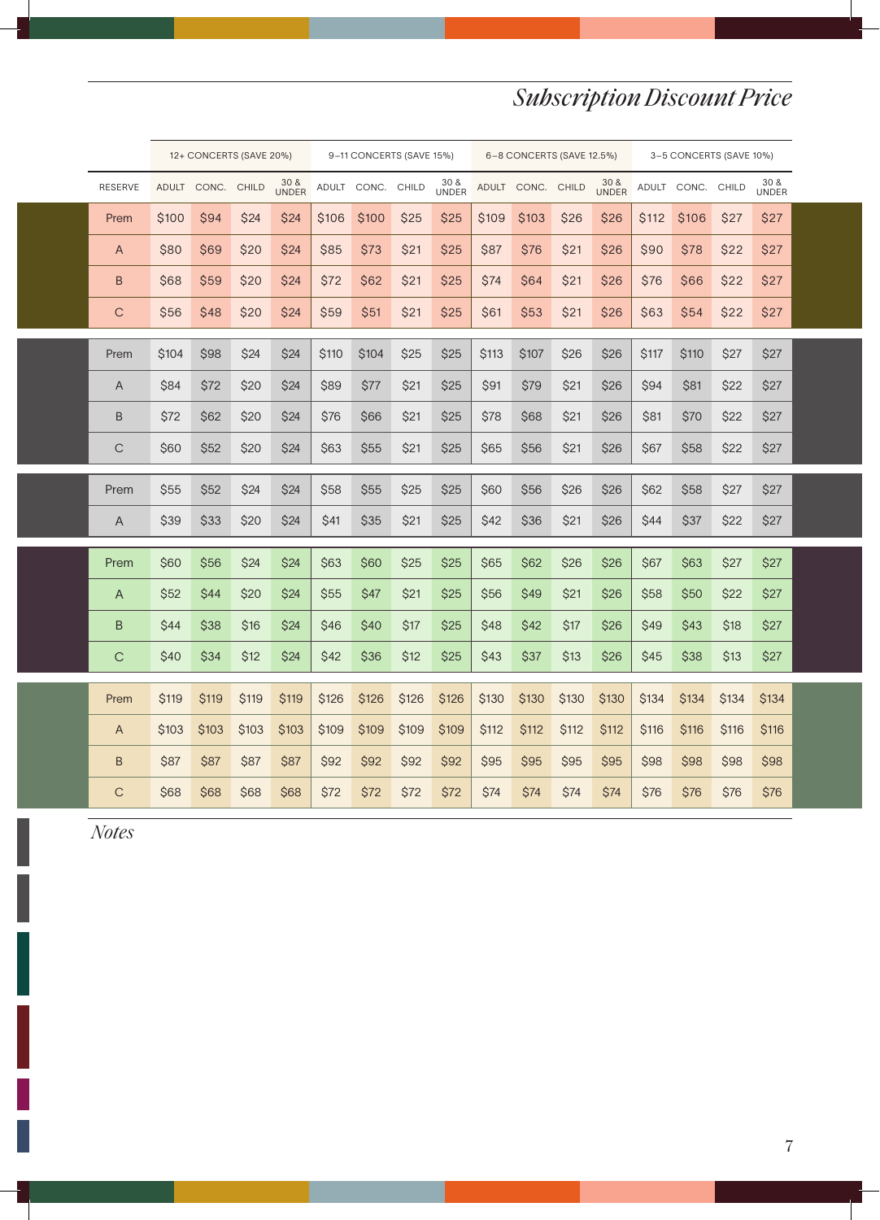# *Subscription Discount Price*

| RESERVE | 12+ CONCERTS (SAVE 20%) | | | | 9–11 CONCERTS (SAVE 15%) | | | | 6–8 CONCERTS (SAVE 12.5%) | | | | 3–5 CONCERTS (SAVE 10%) | | | |
|---|---|---|---|---|---|---|---|---|---|---|---|---|---|---|---|---|
| | ADULT | CONC. | CHILD | 30 & UNDER | ADULT | CONC. | CHILD | 30 & UNDER | ADULT | CONC. | CHILD | 30 & UNDER | ADULT | CONC. | CHILD | 30 & UNDER |
| Prem | $100 | $94 | $24 | $24 | $106 | $100 | $25 | $25 | $109 | $103 | $26 | $26 | $112 | $106 | $27 | $27 |
| A | $80 | $69 | $20 | $24 | $85 | $73 | $21 | $25 | $87 | $76 | $21 | $26 | $90 | $78 | $22 | $27 |
| B | $68 | $59 | $20 | $24 | $72 | $62 | $21 | $25 | $74 | $64 | $21 | $26 | $76 | $66 | $22 | $27 |
| C | $56 | $48 | $20 | $24 | $59 | $51 | $21 | $25 | $61 | $53 | $21 | $26 | $63 | $54 | $22 | $27 |
| Prem | $104 | $98 | $24 | $24 | $110 | $104 | $25 | $25 | $113 | $107 | $26 | $26 | $117 | $110 | $27 | $27 |
| A | $84 | $72 | $20 | $24 | $89 | $77 | $21 | $25 | $91 | $79 | $21 | $26 | $94 | $81 | $22 | $27 |
| B | $72 | $62 | $20 | $24 | $76 | $66 | $21 | $25 | $78 | $68 | $21 | $26 | $81 | $70 | $22 | $27 |
| C | $60 | $52 | $20 | $24 | $63 | $55 | $21 | $25 | $65 | $56 | $21 | $26 | $67 | $58 | $22 | $27 |
| Prem | $55 | $52 | $24 | $24 | $58 | $55 | $25 | $25 | $60 | $56 | $26 | $26 | $62 | $58 | $27 | $27 |
| A | $39 | $33 | $20 | $24 | $41 | $35 | $21 | $25 | $42 | $36 | $21 | $26 | $44 | $37 | $22 | $27 |
| Prem | $60 | $56 | $24 | $24 | $63 | $60 | $25 | $25 | $65 | $62 | $26 | $26 | $67 | $63 | $27 | $27 |
| A | $52 | $44 | $20 | $24 | $55 | $47 | $21 | $25 | $56 | $49 | $21 | $26 | $58 | $50 | $22 | $27 |
| B | $44 | $38 | $16 | $24 | $46 | $40 | $17 | $25 | $48 | $42 | $17 | $26 | $49 | $43 | $18 | $27 |
| C | $40 | $34 | $12 | $24 | $42 | $36 | $12 | $25 | $43 | $37 | $13 | $26 | $45 | $38 | $13 | $27 |
| Prem | $119 | $119 | $119 | $119 | $126 | $126 | $126 | $126 | $130 | $130 | $130 | $130 | $134 | $134 | $134 | $134 |
| A | $103 | $103 | $103 | $103 | $109 | $109 | $109 | $109 | $112 | $112 | $112 | $112 | $116 | $116 | $116 | $116 |
| B | $87 | $87 | $87 | $87 | $92 | $92 | $92 | $92 | $95 | $95 | $95 | $95 | $98 | $98 | $98 | $98 |
| C | $68 | $68 | $68 | $68 | $72 | $72 | $72 | $72 | $74 | $74 | $74 | $74 | $76 | $76 | $76 | $76 |

## *Notes*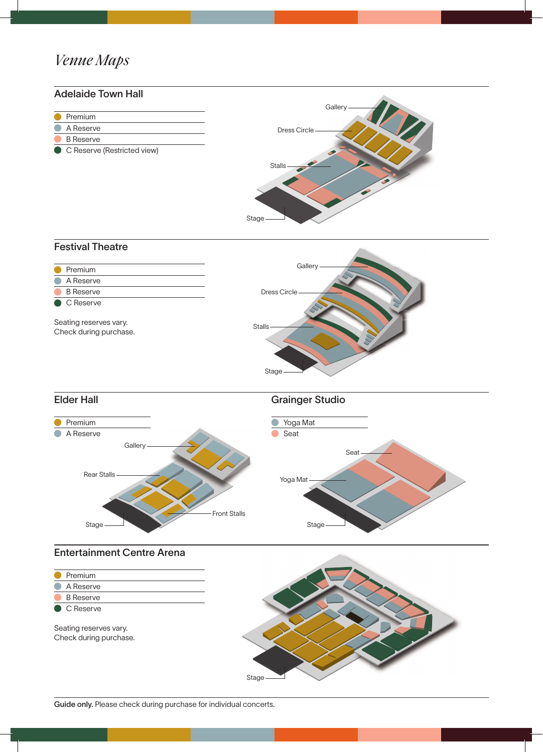# *Venue Maps*

## Adelaide Town Hall

- Premium
- A Reserve
- B Reserve
- C Reserve (Restricted view)

Gallery

Dress Circle

Stalls

Stage

## Festival Theatre

- Premium
- A Reserve
- B Reserve
- C Reserve

Seating reserves vary.
Check during purchase.

Gallery

Dress Circle

Stalls

Stage

## Elder Hall

- Premium
- A Reserve

Gallery

Rear Stalls

Front Stalls

Stage

## Grainger Studio

- Yoga Mat
- Seat

Seat

Yoga Mat

Stage

## Entertainment Centre Arena

- Premium
- A Reserve
- B Reserve
- C Reserve

Seating reserves vary.
Check during purchase.

Stage

**Guide only.** Please check during purchase for individual concerts.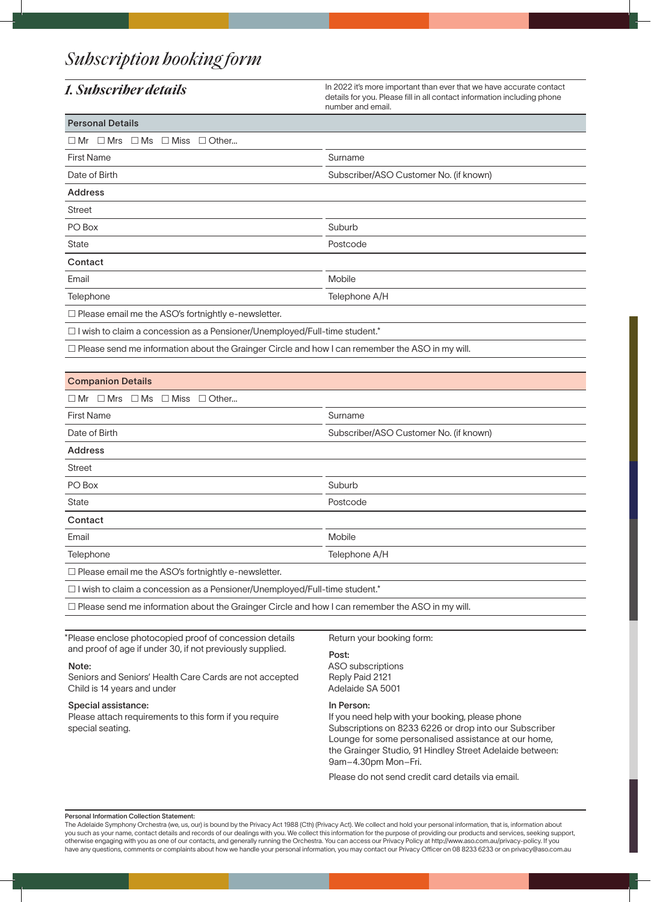# *Subscription booking form*

## *1. Subscriber details*

In 2022 it's more important than ever that we have accurate contact details for you. Please fill in all contact information including phone number and email.

| Personal Details | |
|---|---|
| ☐ Mr ☐ Mrs ☐ Ms ☐ Miss ☐ Other... | |
| First Name | Surname |
| Date of Birth | Subscriber/ASO Customer No. (if known) |
| **Address** | |
| Street | |
| PO Box | Suburb |
| State | Postcode |
| **Contact** | |
| Email | Mobile |
| Telephone | Telephone A/H |
| ☐ Please email me the ASO's fortnightly e-newsletter. | |
| ☐ I wish to claim a concession as a Pensioner/Unemployed/Full-time student.* | |
| ☐ Please send me information about the Grainger Circle and how I can remember the ASO in my will. | |

| Companion Details | |
|---|---|
| ☐ Mr ☐ Mrs ☐ Ms ☐ Miss ☐ Other... | |
| First Name | Surname |
| Date of Birth | Subscriber/ASO Customer No. (if known) |
| **Address** | |
| Street | |
| PO Box | Suburb |
| State | Postcode |
| **Contact** | |
| Email | Mobile |
| Telephone | Telephone A/H |
| ☐ Please email me the ASO's fortnightly e-newsletter. | |
| ☐ I wish to claim a concession as a Pensioner/Unemployed/Full-time student.* | |
| ☐ Please send me information about the Grainger Circle and how I can remember the ASO in my will. | |

*Please enclose photocopied proof of concession details and proof of age if under 30, if not previously supplied.

**Note:**
Seniors and Seniors' Health Care Cards are not accepted
Child is 14 years and under

**Special assistance:**
Please attach requirements to this form if you require special seating.

Return your booking form:

**Post:**
ASO subscriptions
Reply Paid 2121
Adelaide SA 5001

**In Person:**
If you need help with your booking, please phone Subscriptions on 8233 6226 or drop into our Subscriber Lounge for some personalised assistance at our home, the Grainger Studio, 91 Hindley Street Adelaide between: 9am–4.30pm Mon–Fri.

Please do not send credit card details via email.

**Personal Information Collection Statement:**
The Adelaide Symphony Orchestra (we, us, our) is bound by the Privacy Act 1988 (Cth) (Privacy Act). We collect and hold your personal information, that is, information about you such as your name, contact details and records of our dealings with you. We collect this information for the purpose of providing our products and services, seeking support, otherwise engaging with you as one of our contacts, and generally running the Orchestra. You can access our Privacy Policy at http://www.aso.com.au/privacy-policy. If you have any questions, comments or complaints about how we handle your personal information, you may contact our Privacy Officer on 08 8233 6233 or on privacy@aso.com.au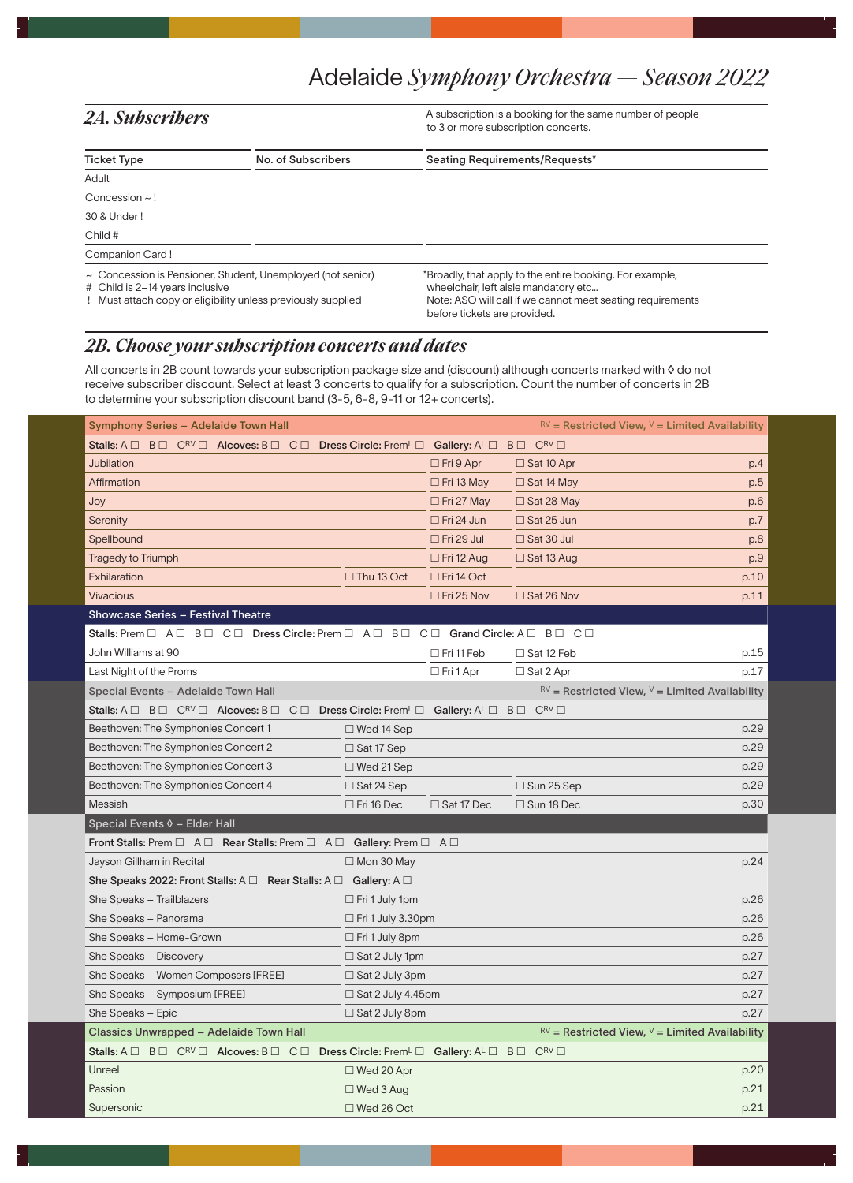# Adelaide *Symphony Orchestra — Season 2022*

## *2A. Subscribers*

A subscription is a booking for the same number of people to 3 or more subscription concerts.

| Ticket Type | No. of Subscribers | Seating Requirements/Requests* |
|---|---|---|
| Adult | | |
| Concession ~ ! | | |
| 30 & Under ! | | |
| Child # | | |
| Companion Card ! | | |

~ Concession is Pensioner, Student, Unemployed (not senior)
\# Child is 2–14 years inclusive
! Must attach copy or eligibility unless previously supplied

*Broadly, that apply to the entire booking. For example, wheelchair, left aisle mandatory etc...
Note: ASO will call if we cannot meet seating requirements before tickets are provided.

## *2B. Choose your subscription concerts and dates*

All concerts in 2B count towards your subscription package size and (discount) although concerts marked with ◊ do not receive subscriber discount. Select at least 3 concerts to qualify for a subscription. Count the number of concerts in 2B to determine your subscription discount band (3-5, 6-8, 9-11 or 12+ concerts).

**Symphony Series – Adelaide Town Hall** — RV = Restricted View, V = Limited Availability

**Stalls:** A ☐ B ☐ C^RV ☐ **Alcoves:** B ☐ C ☐ **Dress Circle:** Prem^L ☐ **Gallery:** A^L ☐ B ☐ C^RV ☐

| Concert | | | | Page |
|---|---|---|---|---|
| Jubilation | | ☐ Fri 9 Apr | ☐ Sat 10 Apr | p.4 |
| Affirmation | | ☐ Fri 13 May | ☐ Sat 14 May | p.5 |
| Joy | | ☐ Fri 27 May | ☐ Sat 28 May | p.6 |
| Serenity | | ☐ Fri 24 Jun | ☐ Sat 25 Jun | p.7 |
| Spellbound | | ☐ Fri 29 Jul | ☐ Sat 30 Jul | p.8 |
| Tragedy to Triumph | | ☐ Fri 12 Aug | ☐ Sat 13 Aug | p.9 |
| Exhilaration | ☐ Thu 13 Oct | ☐ Fri 14 Oct | | p.10 |
| Vivacious | | ☐ Fri 25 Nov | ☐ Sat 26 Nov | p.11 |

**Showcase Series – Festival Theatre**

**Stalls:** Prem ☐ A ☐ B ☐ C ☐ **Dress Circle:** Prem ☐ A ☐ B ☐ C ☐ **Grand Circle:** A ☐ B ☐ C ☐

| Concert | | | | Page |
|---|---|---|---|---|
| John Williams at 90 | | ☐ Fri 11 Feb | ☐ Sat 12 Feb | p.15 |
| Last Night of the Proms | | ☐ Fri 1 Apr | ☐ Sat 2 Apr | p.17 |

**Special Events – Adelaide Town Hall** — RV = Restricted View, V = Limited Availability

**Stalls:** A ☐ B ☐ C^RV ☐ **Alcoves:** B ☐ C ☐ **Dress Circle:** Prem^L ☐ **Gallery:** A^L ☐ B ☐ C^RV ☐

| Concert | | | | Page |
|---|---|---|---|---|
| Beethoven: The Symphonies Concert 1 | ☐ Wed 14 Sep | | | p.29 |
| Beethoven: The Symphonies Concert 2 | ☐ Sat 17 Sep | | | p.29 |
| Beethoven: The Symphonies Concert 3 | ☐ Wed 21 Sep | | | p.29 |
| Beethoven: The Symphonies Concert 4 | ☐ Sat 24 Sep | | ☐ Sun 25 Sep | p.29 |
| Messiah | ☐ Fri 16 Dec | ☐ Sat 17 Dec | ☐ Sun 18 Dec | p.30 |

**Special Events ◊ – Elder Hall**

**Front Stalls:** Prem ☐ A ☐ **Rear Stalls:** Prem ☐ A ☐ **Gallery:** Prem ☐ A ☐

| Concert | | Page |
|---|---|---|
| Jayson Gillham in Recital | ☐ Mon 30 May | p.24 |

**She Speaks 2022: Front Stalls:** A ☐ **Rear Stalls:** A ☐ **Gallery:** A ☐

| Concert | | Page |
|---|---|---|
| She Speaks – Trailblazers | ☐ Fri 1 July 1pm | p.26 |
| She Speaks – Panorama | ☐ Fri 1 July 3.30pm | p.26 |
| She Speaks – Home-Grown | ☐ Fri 1 July 8pm | p.26 |
| She Speaks – Discovery | ☐ Sat 2 July 1pm | p.27 |
| She Speaks – Women Composers [FREE] | ☐ Sat 2 July 3pm | p.27 |
| She Speaks – Symposium [FREE] | ☐ Sat 2 July 4.45pm | p.27 |
| She Speaks – Epic | ☐ Sat 2 July 8pm | p.27 |

**Classics Unwrapped – Adelaide Town Hall** — RV = Restricted View, V = Limited Availability

**Stalls:** A ☐ B ☐ C^RV ☐ **Alcoves:** B ☐ C ☐ **Dress Circle:** Prem^L ☐ **Gallery:** A^L ☐ B ☐ C^RV ☐

| Concert | | Page |
|---|---|---|
| Unreel | ☐ Wed 20 Apr | p.20 |
| Passion | ☐ Wed 3 Aug | p.21 |
| Supersonic | ☐ Wed 26 Oct | p.21 |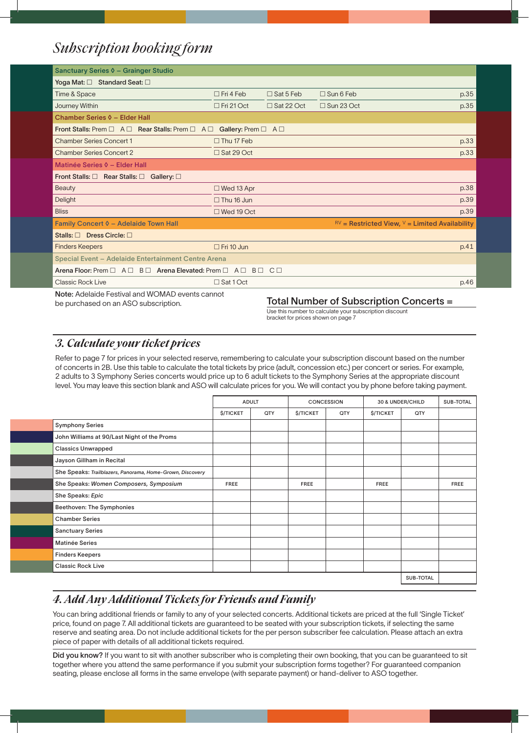# Subscription booking form

| Sanctuary Series ◊ – Grainger Studio | | | | |
|---|---|---|---|---|
| Yoga Mat: ☐ Standard Seat: ☐ | | | | |
| Time & Space | ☐ Fri 4 Feb | ☐ Sat 5 Feb | ☐ Sun 6 Feb | p.35 |
| Journey Within | ☐ Fri 21 Oct | ☐ Sat 22 Oct | ☐ Sun 23 Oct | p.35 |
| **Chamber Series ◊ – Elder Hall** | | | | |
| Front Stalls: Prem ☐ A ☐ Rear Stalls: Prem ☐ A ☐ Gallery: Prem ☐ A ☐ | | | | |
| Chamber Series Concert 1 | ☐ Thu 17 Feb | | | p.33 |
| Chamber Series Concert 2 | ☐ Sat 29 Oct | | | p.33 |
| **Matinée Series ◊ – Elder Hall** | | | | |
| Front Stalls: ☐ Rear Stalls: ☐ Gallery: ☐ | | | | |
| Beauty | ☐ Wed 13 Apr | | | p.38 |
| Delight | ☐ Thu 16 Jun | | | p.39 |
| Bliss | ☐ Wed 19 Oct | | | p.39 |
| **Family Concert ◊ – Adelaide Town Hall** | | | RV = Restricted View, V = Limited Availability | |
| Stalls: ☐ Dress Circle: ☐ | | | | |
| Finders Keepers | ☐ Fri 10 Jun | | | p.41 |
| **Special Event – Adelaide Entertainment Centre Arena** | | | | |
| Arena Floor: Prem ☐ A ☐ B ☐ Arena Elevated: Prem ☐ A ☐ B ☐ C ☐ | | | | |
| Classic Rock Live | ☐ Sat 1 Oct | | | p.46 |

**Note:** Adelaide Festival and WOMAD events cannot be purchased on an ASO subscription.

**Total Number of Subscription Concerts =**

Use this number to calculate your subscription discount bracket for prices shown on page 7

## 3. Calculate your ticket prices

Refer to page 7 for prices in your selected reserve, remembering to calculate your subscription discount based on the number of concerts in 2B. Use this table to calculate the total tickets by price (adult, concession etc.) per concert or series. For example, 2 adults to 3 Symphony Series concerts would price up to 6 adult tickets to the Symphony Series at the appropriate discount level. You may leave this section blank and ASO will calculate prices for you. We will contact you by phone before taking payment.

| | ADULT | | CONCESSION | | 30 & UNDER/CHILD | | SUB-TOTAL |
|---|---|---|---|---|---|---|---|
| | $/TICKET | QTY | $/TICKET | QTY | $/TICKET | QTY | |
| Symphony Series | | | | | | | |
| John Williams at 90/Last Night of the Proms | | | | | | | |
| Classics Unwrapped | | | | | | | |
| Jayson Gillham in Recital | | | | | | | |
| She Speaks: *Trailblazers, Panorama, Home-Grown, Discovery* | | | | | | | |
| She Speaks: *Women Composers, Symposium* | FREE | | FREE | | FREE | | FREE |
| She Speaks: *Epic* | | | | | | | |
| Beethoven: The Symphonies | | | | | | | |
| Chamber Series | | | | | | | |
| Sanctuary Series | | | | | | | |
| Matinée Series | | | | | | | |
| Finders Keepers | | | | | | | |
| Classic Rock Live | | | | | | | |
| | | | | | | SUB-TOTAL | |

## 4. Add Any Additional Tickets for Friends and Family

You can bring additional friends or family to any of your selected concerts. Additional tickets are priced at the full 'Single Ticket' price, found on page 7. All additional tickets are guaranteed to be seated with your subscription tickets, if selecting the same reserve and seating area. Do not include additional tickets for the per person subscriber fee calculation. Please attach an extra piece of paper with details of all additional tickets required.

**Did you know?** If you want to sit with another subscriber who is completing their own booking, that you can be guaranteed to sit together where you attend the same performance if you submit your subscription forms together? For guaranteed companion seating, please enclose all forms in the same envelope (with separate payment) or hand-deliver to ASO together.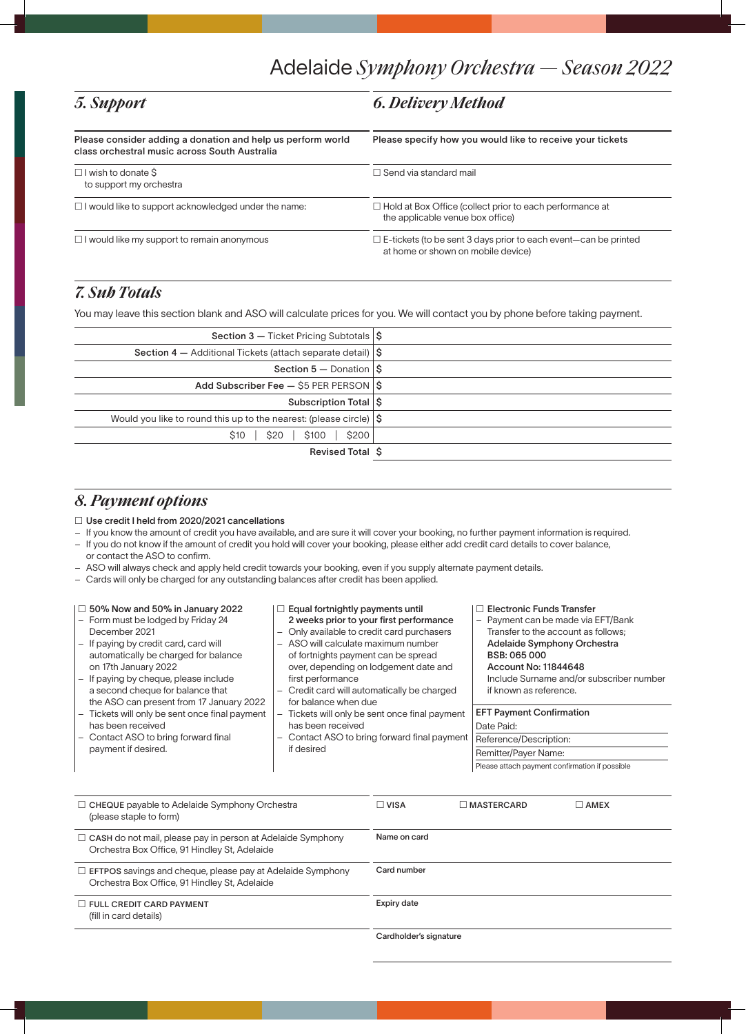# Adelaide *Symphony Orchestra — Season 2022*

## 5. Support

Please consider adding a donation and help us perform world class orchestral music across South Australia

☐ I wish to donate $
to support my orchestra

☐ I would like to support acknowledged under the name:

☐ I would like my support to remain anonymous

## 6. Delivery Method

Please specify how you would like to receive your tickets

☐ Send via standard mail

☐ Hold at Box Office (collect prior to each performance at the applicable venue box office)

☐ E-tickets (to be sent 3 days prior to each event—can be printed at home or shown on mobile device)

## 7. Sub Totals

You may leave this section blank and ASO will calculate prices for you. We will contact you by phone before taking payment.

| | |
|---|---|
| Section 3 — Ticket Pricing Subtotals | $ |
| Section 4 — Additional Tickets (attach separate detail) | $ |
| Section 5 — Donation | $ |
| Add Subscriber Fee — $5 PER PERSON | $ |
| Subscription Total | $ |
| Would you like to round this up to the nearest: (please circle) | $ |
| $10 \| $20 \| $100 \| $200 | |
| Revised Total | $ |

## 8. Payment options

☐ **Use credit I held from 2020/2021 cancellations**

- If you know the amount of credit you have available, and are sure it will cover your booking, no further payment information is required.
- If you do not know if the amount of credit you hold will cover your booking, please either add credit card details to cover balance, or contact the ASO to confirm.
- ASO will always check and apply held credit towards your booking, even if you supply alternate payment details.
- Cards will only be charged for any outstanding balances after credit has been applied.

☐ **50% Now and 50% in January 2022**

- Form must be lodged by Friday 24 December 2021
- If paying by credit card, card will automatically be charged for balance on 17th January 2022
- If paying by cheque, please include a second cheque for balance that the ASO can present from 17 January 2022
- Tickets will only be sent once final payment has been received
- Contact ASO to bring forward final payment if desired.

☐ **Equal fortnightly payments until 2 weeks prior to your first performance**

- Only available to credit card purchasers
- ASO will calculate maximum number of fortnights payment can be spread over, depending on lodgement date and first performance
- Credit card will automatically be charged for balance when due
- Tickets will only be sent once final payment has been received
- Contact ASO to bring forward final payment if desired

☐ **Electronic Funds Transfer**

- Payment can be made via EFT/Bank Transfer to the account as follows;
  **Adelaide Symphony Orchestra**
  **BSB: 065 000**
  **Account No: 11844648**
  Include Surname and/or subscriber number if known as reference.

**EFT Payment Confirmation**

Date Paid:

Reference/Description:

Remitter/Payer Name:

Please attach payment confirmation if possible

☐ CHEQUE payable to Adelaide Symphony Orchestra (please staple to form)

☐ CASH do not mail, please pay in person at Adelaide Symphony Orchestra Box Office, 91 Hindley St, Adelaide

☐ EFTPOS savings and cheque, please pay at Adelaide Symphony Orchestra Box Office, 91 Hindley St, Adelaide

☐ FULL CREDIT CARD PAYMENT (fill in card details)

☐ VISA ☐ MASTERCARD ☐ AMEX

Name on card

Card number

Expiry date

Cardholder's signature